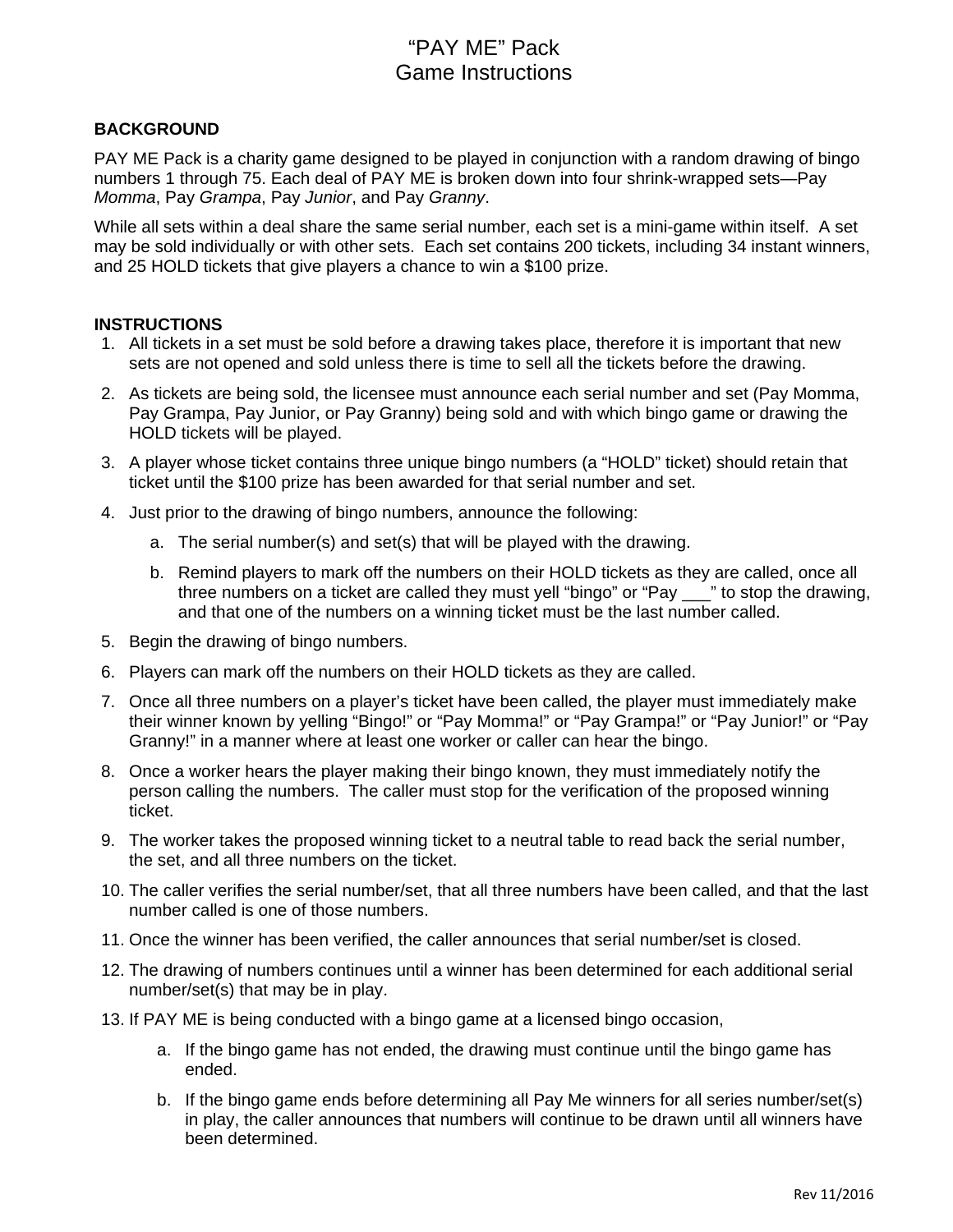# "PAY ME" Pack
# Game Instructions

**BACKGROUND**

PAY ME Pack is a charity game designed to be played in conjunction with a random drawing of bingo numbers 1 through 75. Each deal of PAY ME is broken down into four shrink-wrapped sets—Pay *Momma*, Pay *Grampa*, Pay *Junior*, and Pay *Granny*.

While all sets within a deal share the same serial number, each set is a mini-game within itself. A set may be sold individually or with other sets. Each set contains 200 tickets, including 34 instant winners, and 25 HOLD tickets that give players a chance to win a $100 prize.

**INSTRUCTIONS**

1. All tickets in a set must be sold before a drawing takes place, therefore it is important that new sets are not opened and sold unless there is time to sell all the tickets before the drawing.
2. As tickets are being sold, the licensee must announce each serial number and set (Pay Momma, Pay Grampa, Pay Junior, or Pay Granny) being sold and with which bingo game or drawing the HOLD tickets will be played.
3. A player whose ticket contains three unique bingo numbers (a "HOLD" ticket) should retain that ticket until the $100 prize has been awarded for that serial number and set.
4. Just prior to the drawing of bingo numbers, announce the following:
    a. The serial number(s) and set(s) that will be played with the drawing.
    b. Remind players to mark off the numbers on their HOLD tickets as they are called, once all three numbers on a ticket are called they must yell "bingo" or "Pay ___" to stop the drawing, and that one of the numbers on a winning ticket must be the last number called.
5. Begin the drawing of bingo numbers.
6. Players can mark off the numbers on their HOLD tickets as they are called.
7. Once all three numbers on a player's ticket have been called, the player must immediately make their winner known by yelling "Bingo!" or "Pay Momma!" or "Pay Grampa!" or "Pay Junior!" or "Pay Granny!" in a manner where at least one worker or caller can hear the bingo.
8. Once a worker hears the player making their bingo known, they must immediately notify the person calling the numbers. The caller must stop for the verification of the proposed winning ticket.
9. The worker takes the proposed winning ticket to a neutral table to read back the serial number, the set, and all three numbers on the ticket.
10. The caller verifies the serial number/set, that all three numbers have been called, and that the last number called is one of those numbers.
11. Once the winner has been verified, the caller announces that serial number/set is closed.
12. The drawing of numbers continues until a winner has been determined for each additional serial number/set(s) that may be in play.
13. If PAY ME is being conducted with a bingo game at a licensed bingo occasion,
    a. If the bingo game has not ended, the drawing must continue until the bingo game has ended.
    b. If the bingo game ends before determining all Pay Me winners for all series number/set(s) in play, the caller announces that numbers will continue to be drawn until all winners have been determined.

Rev 11/2016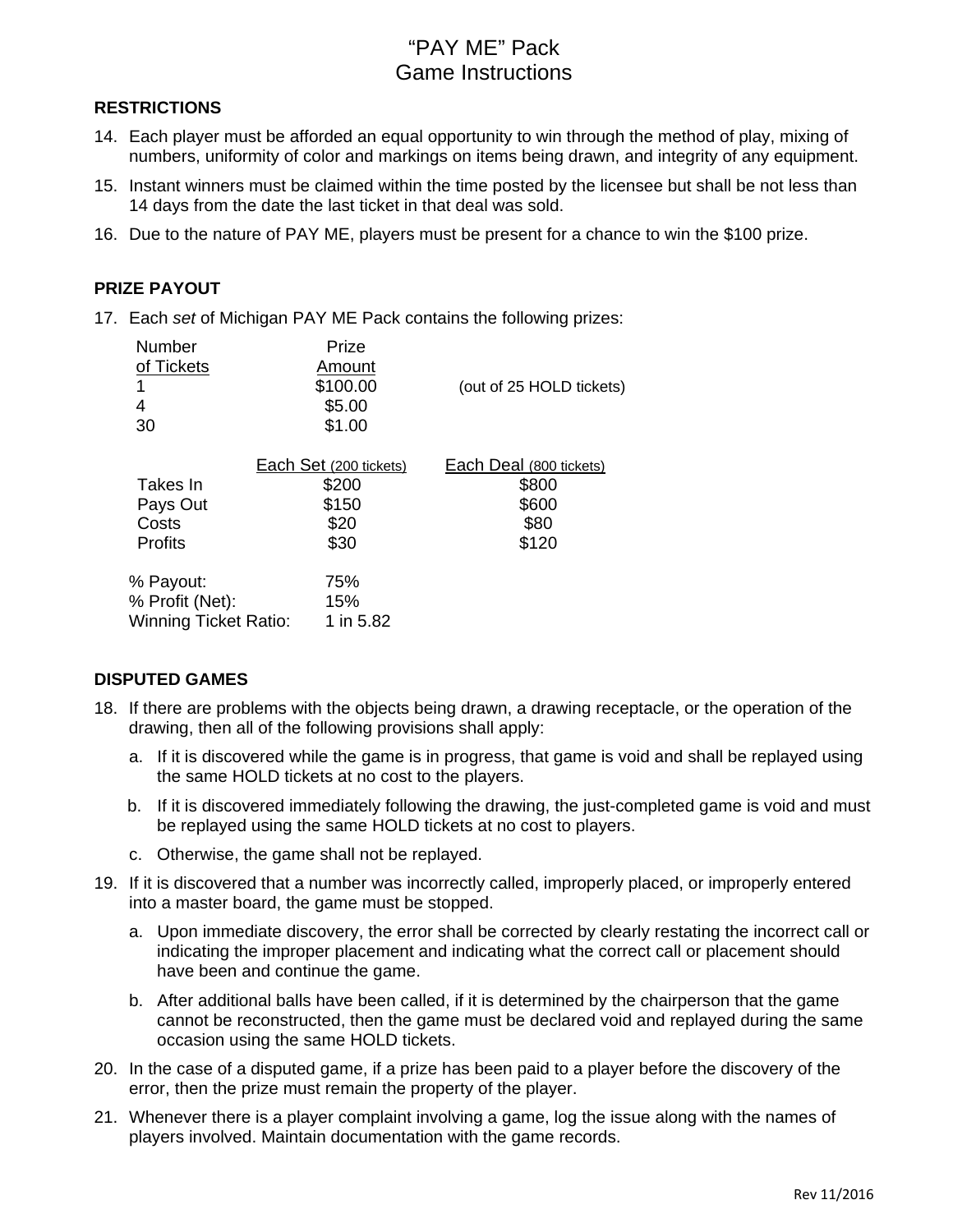# "PAY ME" Pack
# Game Instructions

### RESTRICTIONS

14. Each player must be afforded an equal opportunity to win through the method of play, mixing of numbers, uniformity of color and markings on items being drawn, and integrity of any equipment.
15. Instant winners must be claimed within the time posted by the licensee but shall be not less than 14 days from the date the last ticket in that deal was sold.
16. Due to the nature of PAY ME, players must be present for a chance to win the $100 prize.

### PRIZE PAYOUT

17. Each *set* of Michigan PAY ME Pack contains the following prizes:

| Number of Tickets | Prize Amount | |
|---|---|---|
| 1 | $100.00 | (out of 25 HOLD tickets) |
| 4 | $5.00 | |
| 30 | $1.00 | |

| | Each Set (200 tickets) | Each Deal (800 tickets) |
|---|---|---|
| Takes In | $200 | $800 |
| Pays Out | $150 | $600 |
| Costs | $20 | $80 |
| Profits | $30 | $120 |

| | |
|---|---|
| % Payout: | 75% |
| % Profit (Net): | 15% |
| Winning Ticket Ratio: | 1 in 5.82 |

### DISPUTED GAMES

18. If there are problems with the objects being drawn, a drawing receptacle, or the operation of the drawing, then all of the following provisions shall apply:
    a. If it is discovered while the game is in progress, that game is void and shall be replayed using the same HOLD tickets at no cost to the players.
    b. If it is discovered immediately following the drawing, the just-completed game is void and must be replayed using the same HOLD tickets at no cost to players.
    c. Otherwise, the game shall not be replayed.
19. If it is discovered that a number was incorrectly called, improperly placed, or improperly entered into a master board, the game must be stopped.
    a. Upon immediate discovery, the error shall be corrected by clearly restating the incorrect call or indicating the improper placement and indicating what the correct call or placement should have been and continue the game.
    b. After additional balls have been called, if it is determined by the chairperson that the game cannot be reconstructed, then the game must be declared void and replayed during the same occasion using the same HOLD tickets.
20. In the case of a disputed game, if a prize has been paid to a player before the discovery of the error, then the prize must remain the property of the player.
21. Whenever there is a player complaint involving a game, log the issue along with the names of players involved. Maintain documentation with the game records.

Rev 11/2016